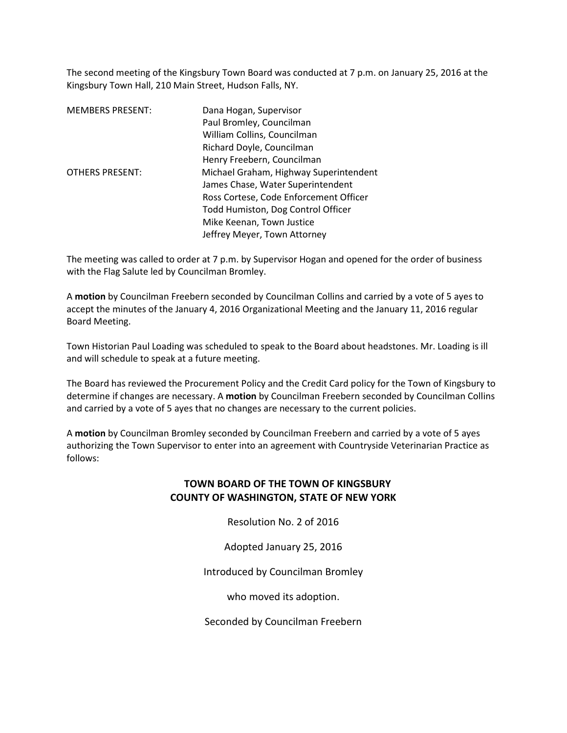The second meeting of the Kingsbury Town Board was conducted at 7 p.m. on January 25, 2016 at the Kingsbury Town Hall, 210 Main Street, Hudson Falls, NY.

| | |
|---|---|
| MEMBERS PRESENT: | Dana Hogan, Supervisor |
| | Paul Bromley, Councilman |
| | William Collins, Councilman |
| | Richard Doyle, Councilman |
| | Henry Freebern, Councilman |
| OTHERS PRESENT: | Michael Graham, Highway Superintendent |
| | James Chase, Water Superintendent |
| | Ross Cortese, Code Enforcement Officer |
| | Todd Humiston, Dog Control Officer |
| | Mike Keenan, Town Justice |
| | Jeffrey Meyer, Town Attorney |

The meeting was called to order at 7 p.m. by Supervisor Hogan and opened for the order of business with the Flag Salute led by Councilman Bromley.

A **motion** by Councilman Freebern seconded by Councilman Collins and carried by a vote of 5 ayes to accept the minutes of the January 4, 2016 Organizational Meeting and the January 11, 2016 regular Board Meeting.

Town Historian Paul Loading was scheduled to speak to the Board about headstones. Mr. Loading is ill and will schedule to speak at a future meeting.

The Board has reviewed the Procurement Policy and the Credit Card policy for the Town of Kingsbury to determine if changes are necessary. A **motion** by Councilman Freebern seconded by Councilman Collins and carried by a vote of 5 ayes that no changes are necessary to the current policies.

A **motion** by Councilman Bromley seconded by Councilman Freebern and carried by a vote of 5 ayes authorizing the Town Supervisor to enter into an agreement with Countryside Veterinarian Practice as follows:

**TOWN BOARD OF THE TOWN OF KINGSBURY**
**COUNTY OF WASHINGTON, STATE OF NEW YORK**

Resolution No. 2 of 2016

Adopted January 25, 2016

Introduced by Councilman Bromley

who moved its adoption.

Seconded by Councilman Freebern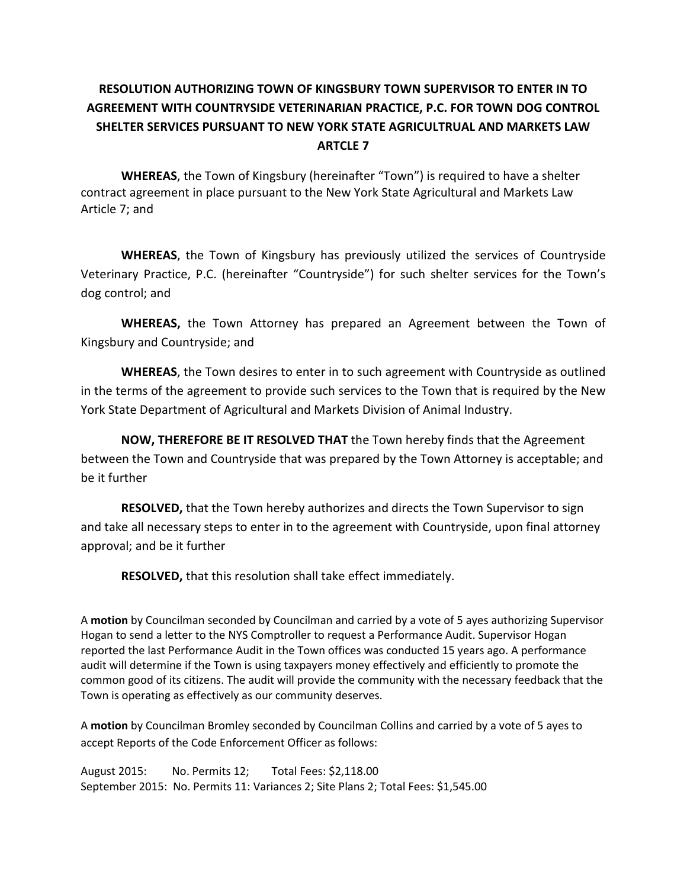**RESOLUTION AUTHORIZING TOWN OF KINGSBURY TOWN SUPERVISOR TO ENTER IN TO AGREEMENT WITH COUNTRYSIDE VETERINARIAN PRACTICE, P.C. FOR TOWN DOG CONTROL SHELTER SERVICES PURSUANT TO NEW YORK STATE AGRICULTRUAL AND MARKETS LAW ARTCLE 7**

**WHEREAS**, the Town of Kingsbury (hereinafter "Town") is required to have a shelter contract agreement in place pursuant to the New York State Agricultural and Markets Law Article 7; and

**WHEREAS**, the Town of Kingsbury has previously utilized the services of Countryside Veterinary Practice, P.C. (hereinafter "Countryside") for such shelter services for the Town's dog control; and

**WHEREAS,** the Town Attorney has prepared an Agreement between the Town of Kingsbury and Countryside; and

**WHEREAS**, the Town desires to enter in to such agreement with Countryside as outlined in the terms of the agreement to provide such services to the Town that is required by the New York State Department of Agricultural and Markets Division of Animal Industry.

**NOW, THEREFORE BE IT RESOLVED THAT** the Town hereby finds that the Agreement between the Town and Countryside that was prepared by the Town Attorney is acceptable; and be it further

**RESOLVED,** that the Town hereby authorizes and directs the Town Supervisor to sign and take all necessary steps to enter in to the agreement with Countryside, upon final attorney approval; and be it further

**RESOLVED,** that this resolution shall take effect immediately.

A **motion** by Councilman seconded by Councilman and carried by a vote of 5 ayes authorizing Supervisor Hogan to send a letter to the NYS Comptroller to request a Performance Audit. Supervisor Hogan reported the last Performance Audit in the Town offices was conducted 15 years ago. A performance audit will determine if the Town is using taxpayers money effectively and efficiently to promote the common good of its citizens. The audit will provide the community with the necessary feedback that the Town is operating as effectively as our community deserves.

A **motion** by Councilman Bromley seconded by Councilman Collins and carried by a vote of 5 ayes to accept Reports of the Code Enforcement Officer as follows:

August 2015: No. Permits 12; Total Fees: $2,118.00
September 2015: No. Permits 11: Variances 2; Site Plans 2; Total Fees: $1,545.00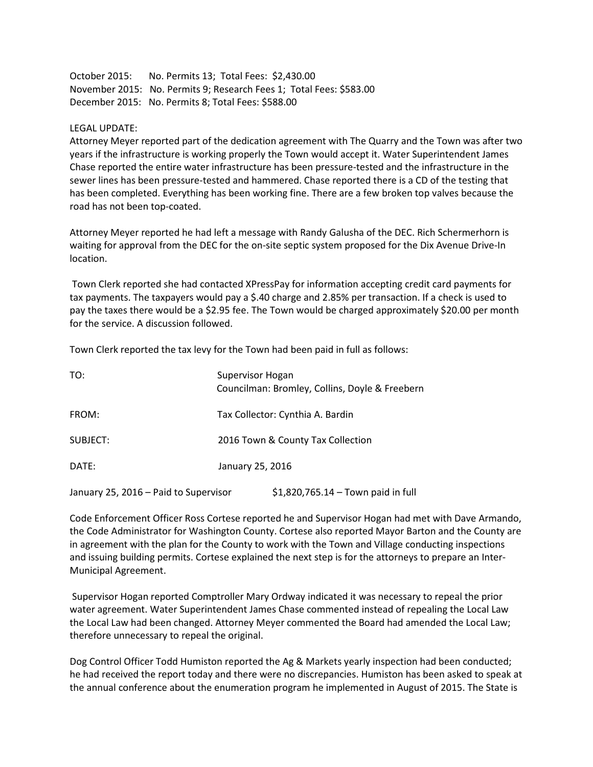October 2015: No. Permits 13; Total Fees: $2,430.00
November 2015: No. Permits 9; Research Fees 1; Total Fees: $583.00
December 2015: No. Permits 8; Total Fees: $588.00

LEGAL UPDATE:
Attorney Meyer reported part of the dedication agreement with The Quarry and the Town was after two years if the infrastructure is working properly the Town would accept it. Water Superintendent James Chase reported the entire water infrastructure has been pressure-tested and the infrastructure in the sewer lines has been pressure-tested and hammered. Chase reported there is a CD of the testing that has been completed. Everything has been working fine. There are a few broken top valves because the road has not been top-coated.

Attorney Meyer reported he had left a message with Randy Galusha of the DEC. Rich Schermerhorn is waiting for approval from the DEC for the on-site septic system proposed for the Dix Avenue Drive-In location.

Town Clerk reported she had contacted XPressPay for information accepting credit card payments for tax payments. The taxpayers would pay a $.40 charge and 2.85% per transaction. If a check is used to pay the taxes there would be a $2.95 fee. The Town would be charged approximately $20.00 per month for the service. A discussion followed.

Town Clerk reported the tax levy for the Town had been paid in full as follows:

TO: Supervisor Hogan
Councilman: Bromley, Collins, Doyle & Freebern

FROM: Tax Collector: Cynthia A. Bardin

SUBJECT: 2016 Town & County Tax Collection

DATE: January 25, 2016

January 25, 2016 – Paid to Supervisor $1,820,765.14 – Town paid in full

Code Enforcement Officer Ross Cortese reported he and Supervisor Hogan had met with Dave Armando, the Code Administrator for Washington County. Cortese also reported Mayor Barton and the County are in agreement with the plan for the County to work with the Town and Village conducting inspections and issuing building permits. Cortese explained the next step is for the attorneys to prepare an Inter-Municipal Agreement.

Supervisor Hogan reported Comptroller Mary Ordway indicated it was necessary to repeal the prior water agreement. Water Superintendent James Chase commented instead of repealing the Local Law the Local Law had been changed. Attorney Meyer commented the Board had amended the Local Law; therefore unnecessary to repeal the original.

Dog Control Officer Todd Humiston reported the Ag & Markets yearly inspection had been conducted; he had received the report today and there were no discrepancies. Humiston has been asked to speak at the annual conference about the enumeration program he implemented in August of 2015. The State is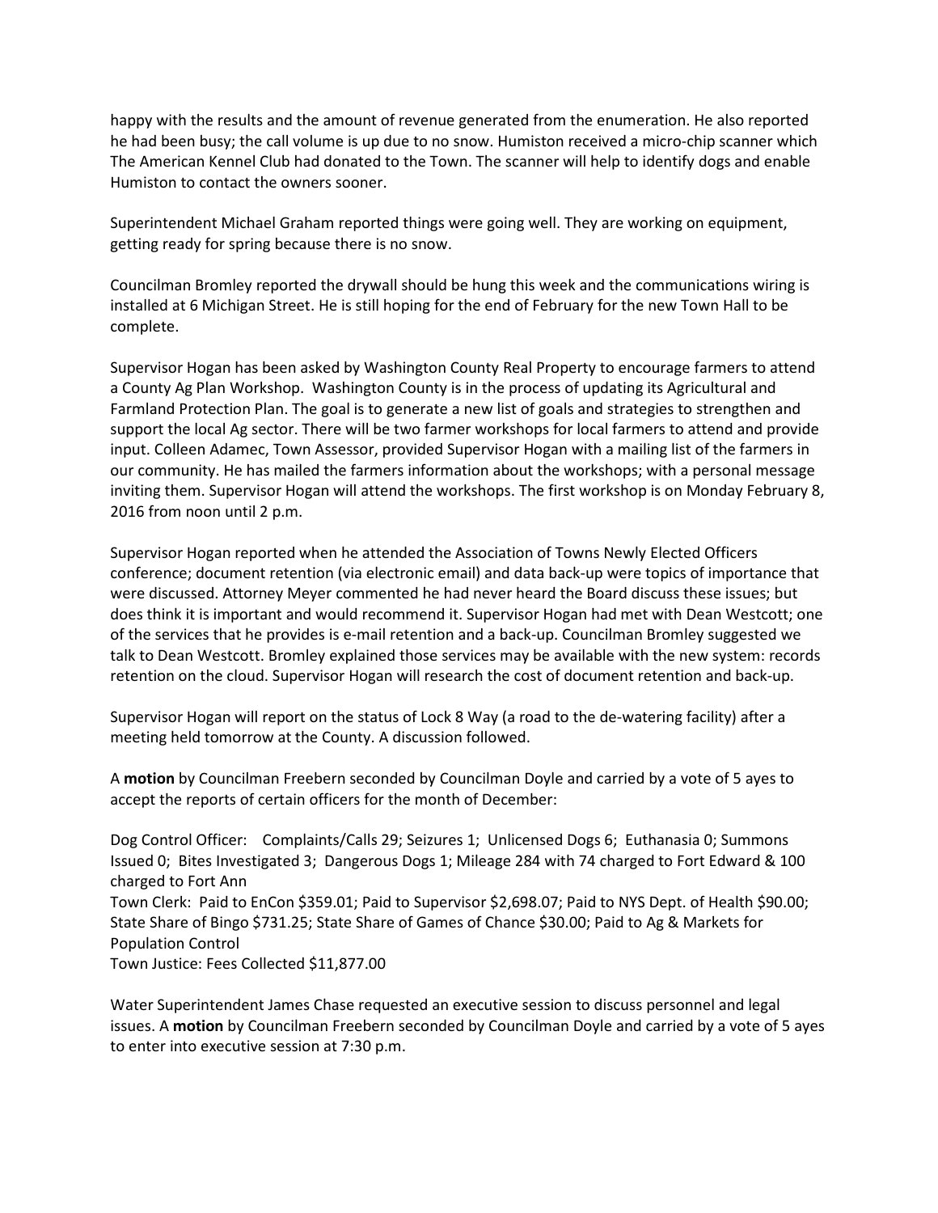happy with the results and the amount of revenue generated from the enumeration. He also reported he had been busy; the call volume is up due to no snow. Humiston received a micro-chip scanner which The American Kennel Club had donated to the Town. The scanner will help to identify dogs and enable Humiston to contact the owners sooner.

Superintendent Michael Graham reported things were going well. They are working on equipment, getting ready for spring because there is no snow.

Councilman Bromley reported the drywall should be hung this week and the communications wiring is installed at 6 Michigan Street. He is still hoping for the end of February for the new Town Hall to be complete.

Supervisor Hogan has been asked by Washington County Real Property to encourage farmers to attend a County Ag Plan Workshop. Washington County is in the process of updating its Agricultural and Farmland Protection Plan. The goal is to generate a new list of goals and strategies to strengthen and support the local Ag sector. There will be two farmer workshops for local farmers to attend and provide input. Colleen Adamec, Town Assessor, provided Supervisor Hogan with a mailing list of the farmers in our community. He has mailed the farmers information about the workshops; with a personal message inviting them. Supervisor Hogan will attend the workshops. The first workshop is on Monday February 8, 2016 from noon until 2 p.m.

Supervisor Hogan reported when he attended the Association of Towns Newly Elected Officers conference; document retention (via electronic email) and data back-up were topics of importance that were discussed. Attorney Meyer commented he had never heard the Board discuss these issues; but does think it is important and would recommend it. Supervisor Hogan had met with Dean Westcott; one of the services that he provides is e-mail retention and a back-up. Councilman Bromley suggested we talk to Dean Westcott. Bromley explained those services may be available with the new system: records retention on the cloud. Supervisor Hogan will research the cost of document retention and back-up.

Supervisor Hogan will report on the status of Lock 8 Way (a road to the de-watering facility) after a meeting held tomorrow at the County. A discussion followed.

A **motion** by Councilman Freebern seconded by Councilman Doyle and carried by a vote of 5 ayes to accept the reports of certain officers for the month of December:

Dog Control Officer: Complaints/Calls 29; Seizures 1; Unlicensed Dogs 6; Euthanasia 0; Summons Issued 0; Bites Investigated 3; Dangerous Dogs 1; Mileage 284 with 74 charged to Fort Edward & 100 charged to Fort Ann
Town Clerk: Paid to EnCon $359.01; Paid to Supervisor $2,698.07; Paid to NYS Dept. of Health $90.00; State Share of Bingo $731.25; State Share of Games of Chance $30.00; Paid to Ag & Markets for Population Control
Town Justice: Fees Collected $11,877.00

Water Superintendent James Chase requested an executive session to discuss personnel and legal issues. A **motion** by Councilman Freebern seconded by Councilman Doyle and carried by a vote of 5 ayes to enter into executive session at 7:30 p.m.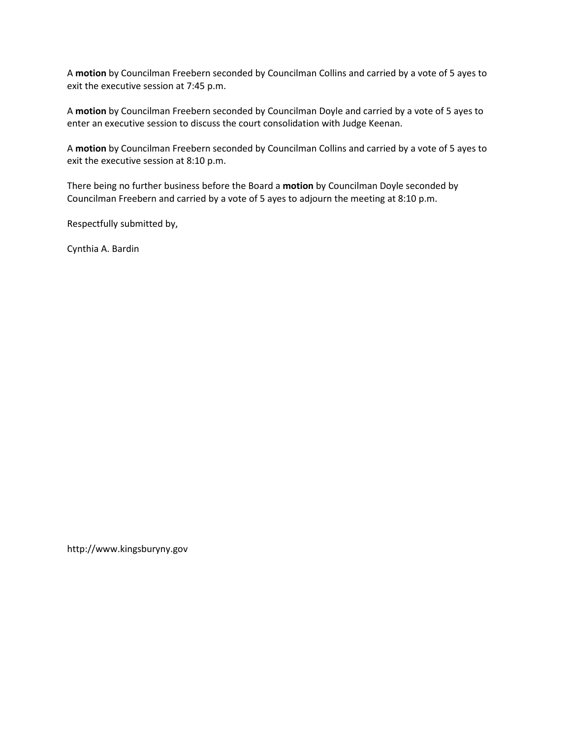A **motion** by Councilman Freebern seconded by Councilman Collins and carried by a vote of 5 ayes to exit the executive session at 7:45 p.m.

A **motion** by Councilman Freebern seconded by Councilman Doyle and carried by a vote of 5 ayes to enter an executive session to discuss the court consolidation with Judge Keenan.

A **motion** by Councilman Freebern seconded by Councilman Collins and carried by a vote of 5 ayes to exit the executive session at 8:10 p.m.

There being no further business before the Board a **motion** by Councilman Doyle seconded by Councilman Freebern and carried by a vote of 5 ayes to adjourn the meeting at 8:10 p.m.

Respectfully submitted by,

Cynthia A. Bardin

http://www.kingsburyny.gov